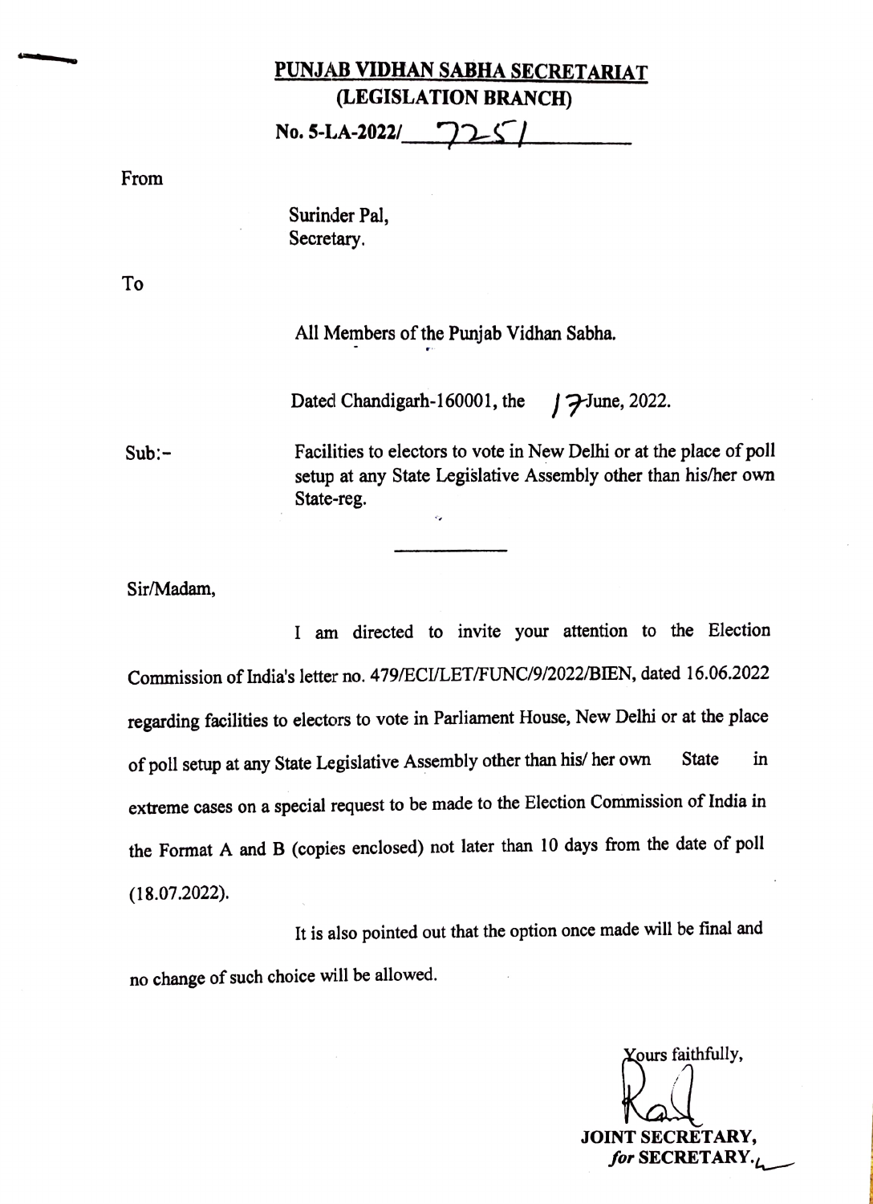# PUNJAB VIDHAN SABHA SECRETARIAT
## (LEGISLATION BRANCH)

**No. 5-LA-2022/ 7251**

From

Surinder Pal,
Secretary.

To

All Members of the Punjab Vidhan Sabha.

Dated Chandigarh-160001, the 17 June, 2022.

Sub:- Facilities to electors to vote in New Delhi or at the place of poll setup at any State Legislative Assembly other than his/her own State-reg.

---

Sir/Madam,

I am directed to invite your attention to the Election Commission of India's letter no. 479/ECI/LET/FUNC/9/2022/BIEN, dated 16.06.2022 regarding facilities to electors to vote in Parliament House, New Delhi or at the place of poll setup at any State Legislative Assembly other than his/ her own State in extreme cases on a special request to be made to the Election Commission of India in the Format A and B (copies enclosed) not later than 10 days from the date of poll (18.07.2022).

It is also pointed out that the option once made will be final and no change of such choice will be allowed.

Yours faithfully,

**JOINT SECRETARY,**
***for* SECRETARY.**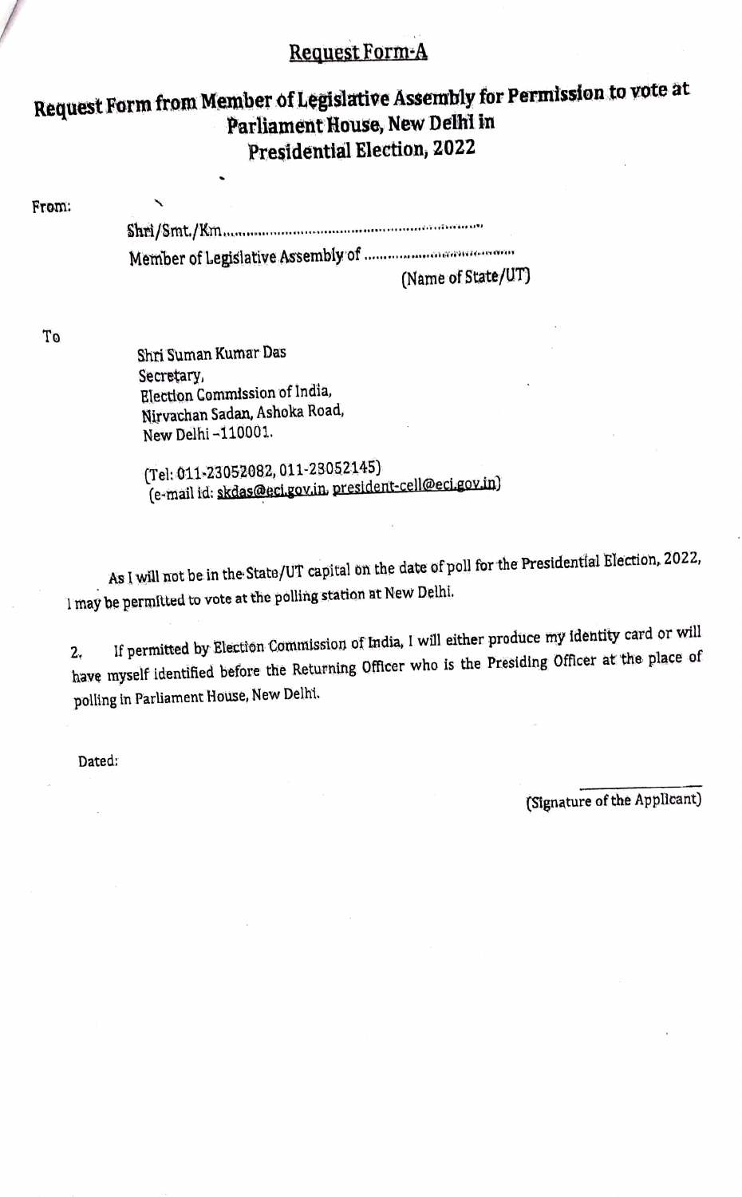## Request Form-A

# Request Form from Member of Legislative Assembly for Permission to vote at Parliament House, New Delhi in Presidential Election, 2022

From:

Shri/Smt./Km........................................................................

Member of Legislative Assembly of ........................................

(Name of State/UT)

To

Shri Suman Kumar Das
Secretary,
Election Commission of India,
Nirvachan Sadan, Ashoka Road,
New Delhi –110001.

(Tel: 011-23052082, 011-23052145)
(e-mail id: skdas@eci.gov.in, president-cell@eci.gov.in)

As I will not be in the State/UT capital on the date of poll for the Presidential Election, 2022, I may be permitted to vote at the polling station at New Delhi.

2. If permitted by Election Commission of India, I will either produce my identity card or will have myself identified before the Returning Officer who is the Presiding Officer at the place of polling in Parliament House, New Delhi.

Dated:

(Signature of the Applicant)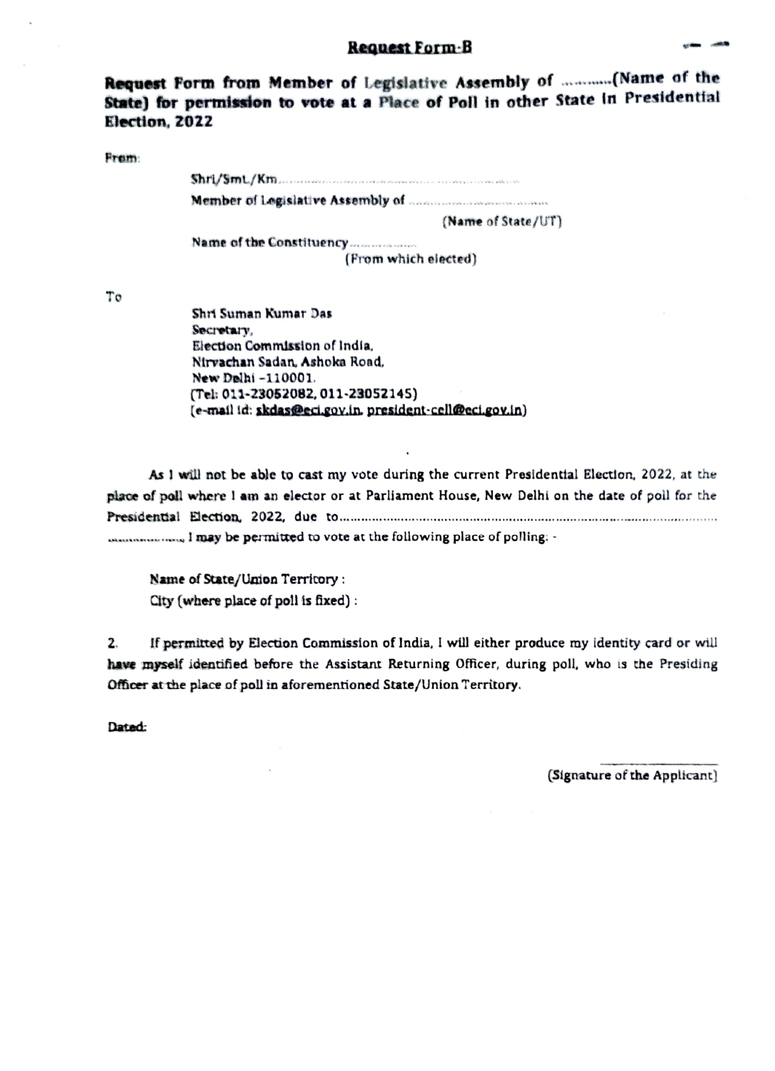## Request Form-B

**Request Form from Member of Legislative Assembly of ...........(Name of the State) for permission to vote at a Place of Poll in other State in Presidential Election, 2022**

From:

Shri/Smt./Km.......................................................................

Member of Legislative Assembly of ....................................

(Name of State/UT)

Name of the Constituency..................

(From which elected)

To

Shri Suman Kumar Das
Secretary,
Election Commission of India,
Nirvachan Sadan, Ashoka Road,
New Delhi -110001.
(Tel: 011-23052082, 011-23052145)
(e-mail id: skdas@eci.gov.in, president-cell@eci.gov.in)

As I will not be able to cast my vote during the current Presidential Election, 2022, at the place of poll where I am an elector or at Parliament House, New Delhi on the date of poll for the Presidential Election, 2022, due to.............................................................................................................. .................., I may be permitted to vote at the following place of polling: -

Name of State/Union Territory :

City (where place of poll is fixed) :

2. If permitted by Election Commission of India, I will either produce my identity card or will have myself identified before the Assistant Returning Officer, during poll, who is the Presiding Officer at the place of poll in aforementioned State/Union Territory.

Dated:

(Signature of the Applicant)